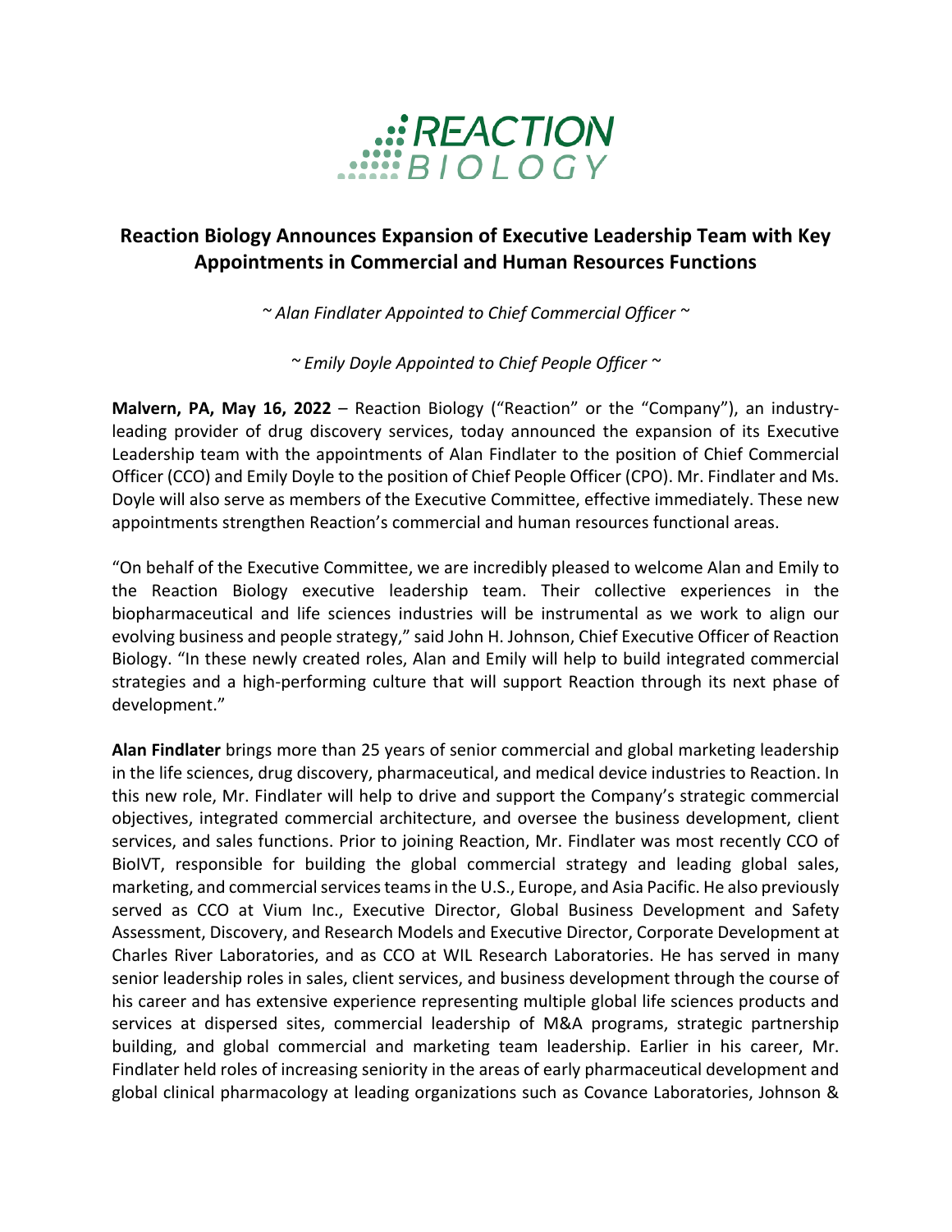# Reaction Biology Announces Expansion of Executive Leadership Team with Key Appointments in Commercial and Human Resources Functions

*~ Alan Findlater Appointed to Chief Commercial Officer ~*

*~ Emily Doyle Appointed to Chief People Officer ~*

**Malvern, PA, May 16, 2022** – Reaction Biology ("Reaction" or the "Company"), an industry-leading provider of drug discovery services, today announced the expansion of its Executive Leadership team with the appointments of Alan Findlater to the position of Chief Commercial Officer (CCO) and Emily Doyle to the position of Chief People Officer (CPO). Mr. Findlater and Ms. Doyle will also serve as members of the Executive Committee, effective immediately. These new appointments strengthen Reaction's commercial and human resources functional areas.

"On behalf of the Executive Committee, we are incredibly pleased to welcome Alan and Emily to the Reaction Biology executive leadership team. Their collective experiences in the biopharmaceutical and life sciences industries will be instrumental as we work to align our evolving business and people strategy," said John H. Johnson, Chief Executive Officer of Reaction Biology. "In these newly created roles, Alan and Emily will help to build integrated commercial strategies and a high-performing culture that will support Reaction through its next phase of development."

**Alan Findlater** brings more than 25 years of senior commercial and global marketing leadership in the life sciences, drug discovery, pharmaceutical, and medical device industries to Reaction. In this new role, Mr. Findlater will help to drive and support the Company's strategic commercial objectives, integrated commercial architecture, and oversee the business development, client services, and sales functions. Prior to joining Reaction, Mr. Findlater was most recently CCO of BioIVT, responsible for building the global commercial strategy and leading global sales, marketing, and commercial services teams in the U.S., Europe, and Asia Pacific. He also previously served as CCO at Vium Inc., Executive Director, Global Business Development and Safety Assessment, Discovery, and Research Models and Executive Director, Corporate Development at Charles River Laboratories, and as CCO at WIL Research Laboratories. He has served in many senior leadership roles in sales, client services, and business development through the course of his career and has extensive experience representing multiple global life sciences products and services at dispersed sites, commercial leadership of M&A programs, strategic partnership building, and global commercial and marketing team leadership. Earlier in his career, Mr. Findlater held roles of increasing seniority in the areas of early pharmaceutical development and global clinical pharmacology at leading organizations such as Covance Laboratories, Johnson &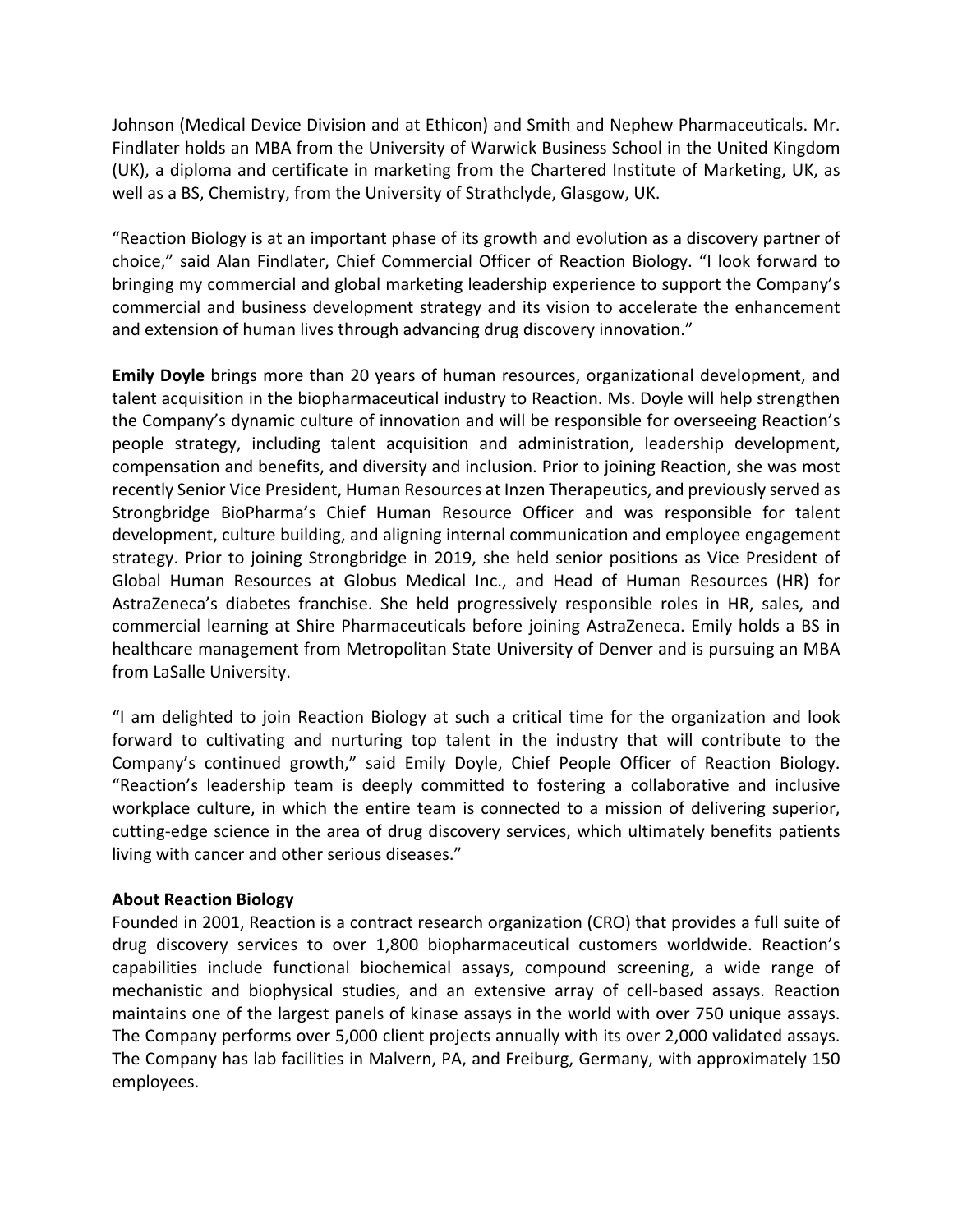Johnson (Medical Device Division and at Ethicon) and Smith and Nephew Pharmaceuticals. Mr. Findlater holds an MBA from the University of Warwick Business School in the United Kingdom (UK), a diploma and certificate in marketing from the Chartered Institute of Marketing, UK, as well as a BS, Chemistry, from the University of Strathclyde, Glasgow, UK.

"Reaction Biology is at an important phase of its growth and evolution as a discovery partner of choice," said Alan Findlater, Chief Commercial Officer of Reaction Biology. "I look forward to bringing my commercial and global marketing leadership experience to support the Company's commercial and business development strategy and its vision to accelerate the enhancement and extension of human lives through advancing drug discovery innovation."

**Emily Doyle** brings more than 20 years of human resources, organizational development, and talent acquisition in the biopharmaceutical industry to Reaction. Ms. Doyle will help strengthen the Company's dynamic culture of innovation and will be responsible for overseeing Reaction's people strategy, including talent acquisition and administration, leadership development, compensation and benefits, and diversity and inclusion. Prior to joining Reaction, she was most recently Senior Vice President, Human Resources at Inzen Therapeutics, and previously served as Strongbridge BioPharma's Chief Human Resource Officer and was responsible for talent development, culture building, and aligning internal communication and employee engagement strategy. Prior to joining Strongbridge in 2019, she held senior positions as Vice President of Global Human Resources at Globus Medical Inc., and Head of Human Resources (HR) for AstraZeneca's diabetes franchise. She held progressively responsible roles in HR, sales, and commercial learning at Shire Pharmaceuticals before joining AstraZeneca. Emily holds a BS in healthcare management from Metropolitan State University of Denver and is pursuing an MBA from LaSalle University.

"I am delighted to join Reaction Biology at such a critical time for the organization and look forward to cultivating and nurturing top talent in the industry that will contribute to the Company's continued growth," said Emily Doyle, Chief People Officer of Reaction Biology. "Reaction's leadership team is deeply committed to fostering a collaborative and inclusive workplace culture, in which the entire team is connected to a mission of delivering superior, cutting-edge science in the area of drug discovery services, which ultimately benefits patients living with cancer and other serious diseases."

**About Reaction Biology**

Founded in 2001, Reaction is a contract research organization (CRO) that provides a full suite of drug discovery services to over 1,800 biopharmaceutical customers worldwide. Reaction's capabilities include functional biochemical assays, compound screening, a wide range of mechanistic and biophysical studies, and an extensive array of cell-based assays. Reaction maintains one of the largest panels of kinase assays in the world with over 750 unique assays. The Company performs over 5,000 client projects annually with its over 2,000 validated assays. The Company has lab facilities in Malvern, PA, and Freiburg, Germany, with approximately 150 employees.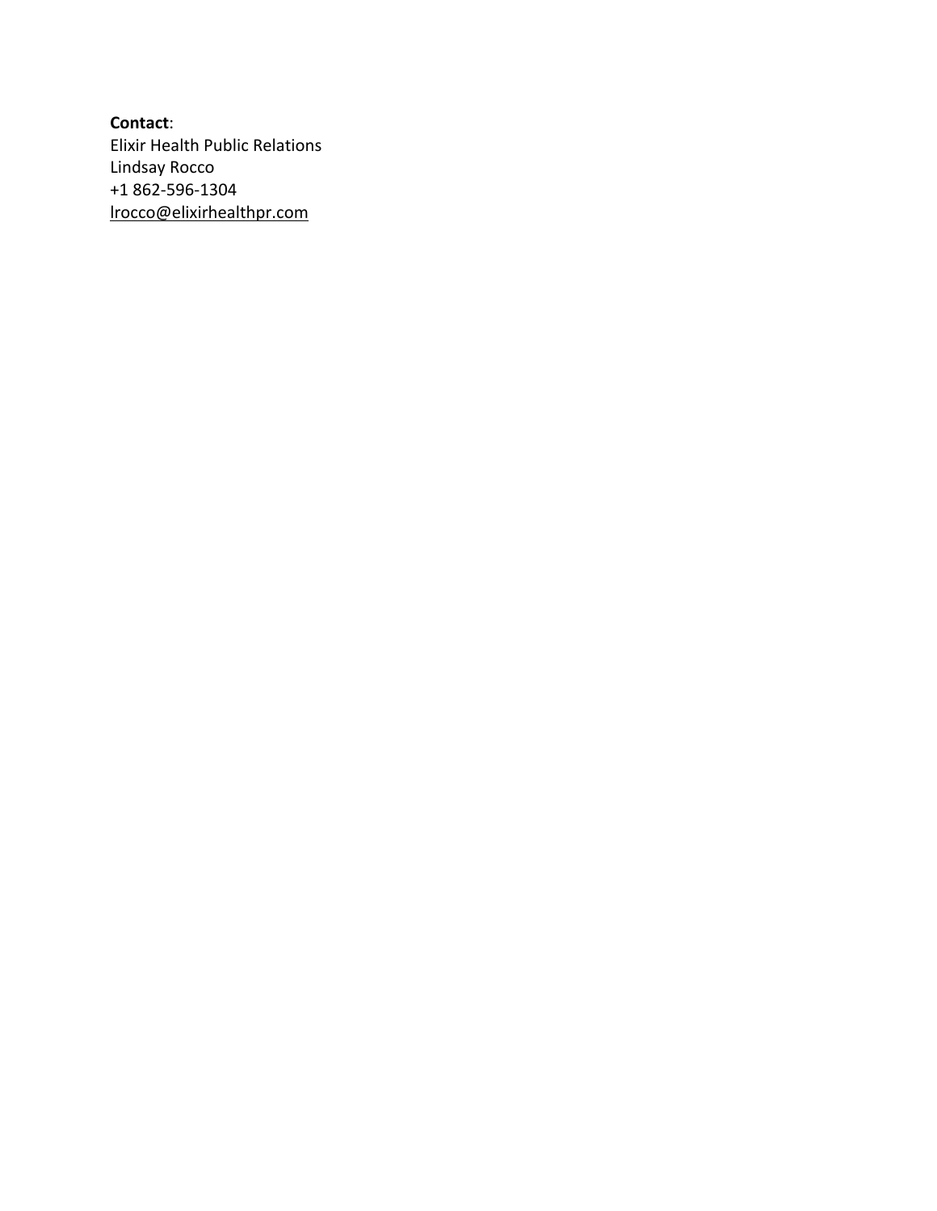**Contact**:
Elixir Health Public Relations
Lindsay Rocco
+1 862-596-1304
lrocco@elixirhealthpr.com